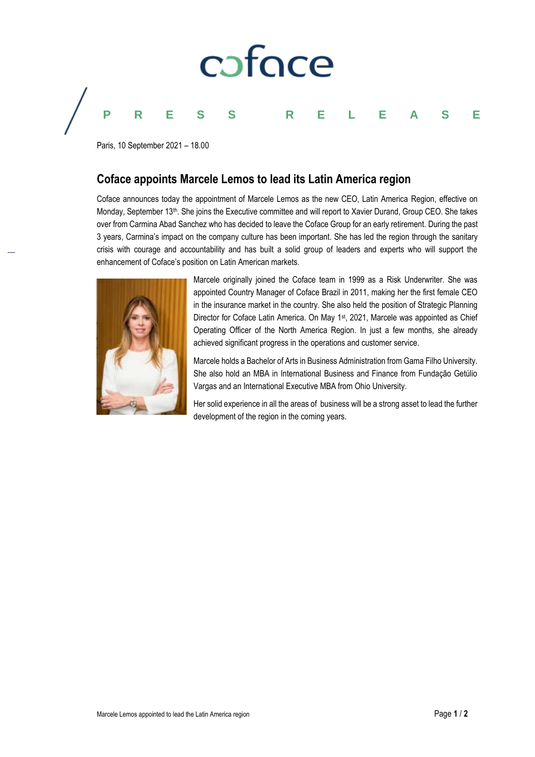coface

PRESS RELEASE

Paris, 10 September 2021 – 18.00

## Coface appoints Marcele Lemos to lead its Latin America region

Coface announces today the appointment of Marcele Lemos as the new CEO, Latin America Region, effective on Monday, September 13th. She joins the Executive committee and will report to Xavier Durand, Group CEO. She takes over from Carmina Abad Sanchez who has decided to leave the Coface Group for an early retirement. During the past 3 years, Carmina's impact on the company culture has been important. She has led the region through the sanitary crisis with courage and accountability and has built a solid group of leaders and experts who will support the enhancement of Coface's position on Latin American markets.

Marcele originally joined the Coface team in 1999 as a Risk Underwriter. She was appointed Country Manager of Coface Brazil in 2011, making her the first female CEO in the insurance market in the country. She also held the position of Strategic Planning Director for Coface Latin America. On May 1st, 2021, Marcele was appointed as Chief Operating Officer of the North America Region. In just a few months, she already achieved significant progress in the operations and customer service.

Marcele holds a Bachelor of Arts in Business Administration from Gama Filho University. She also hold an MBA in International Business and Finance from Fundação Getúlio Vargas and an International Executive MBA from Ohio University.

Her solid experience in all the areas of business will be a strong asset to lead the further development of the region in the coming years.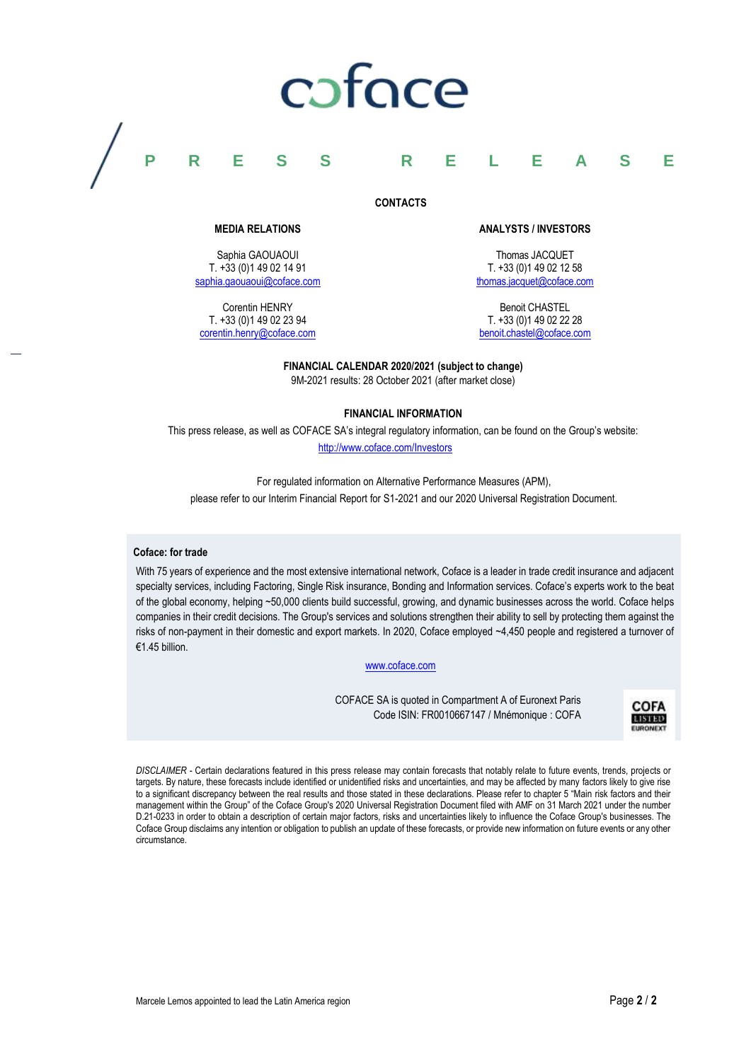# coface

## PRESS RELEASE

**CONTACTS**

**MEDIA RELATIONS**

Saphia GAOUAOUI
T. +33 (0)1 49 02 14 91
saphia.gaouaoui@coface.com

Corentin HENRY
T. +33 (0)1 49 02 23 94
corentin.henry@coface.com

**ANALYSTS / INVESTORS**

Thomas JACQUET
T. +33 (0)1 49 02 12 58
thomas.jacquet@coface.com

Benoit CHASTEL
T. +33 (0)1 49 02 22 28
benoit.chastel@coface.com

**FINANCIAL CALENDAR 2020/2021 (subject to change)**

9M-2021 results: 28 October 2021 (after market close)

**FINANCIAL INFORMATION**

This press release, as well as COFACE SA's integral regulatory information, can be found on the Group's website: http://www.coface.com/Investors

For regulated information on Alternative Performance Measures (APM), please refer to our Interim Financial Report for S1-2021 and our 2020 Universal Registration Document.

**Coface: for trade**

With 75 years of experience and the most extensive international network, Coface is a leader in trade credit insurance and adjacent specialty services, including Factoring, Single Risk insurance, Bonding and Information services. Coface's experts work to the beat of the global economy, helping ~50,000 clients build successful, growing, and dynamic businesses across the world. Coface helps companies in their credit decisions. The Group's services and solutions strengthen their ability to sell by protecting them against the risks of non-payment in their domestic and export markets. In 2020, Coface employed ~4,450 people and registered a turnover of €1.45 billion.

www.coface.com

COFACE SA is quoted in Compartment A of Euronext Paris
Code ISIN: FR0010667147 / Mnémonique : COFA

COFA LISTED EURONEXT

*DISCLAIMER* - Certain declarations featured in this press release may contain forecasts that notably relate to future events, trends, projects or targets. By nature, these forecasts include identified or unidentified risks and uncertainties, and may be affected by many factors likely to give rise to a significant discrepancy between the real results and those stated in these declarations. Please refer to chapter 5 "Main risk factors and their management within the Group" of the Coface Group's 2020 Universal Registration Document filed with AMF on 31 March 2021 under the number D.21-0233 in order to obtain a description of certain major factors, risks and uncertainties likely to influence the Coface Group's businesses. The Coface Group disclaims any intention or obligation to publish an update of these forecasts, or provide new information on future events or any other circumstance.